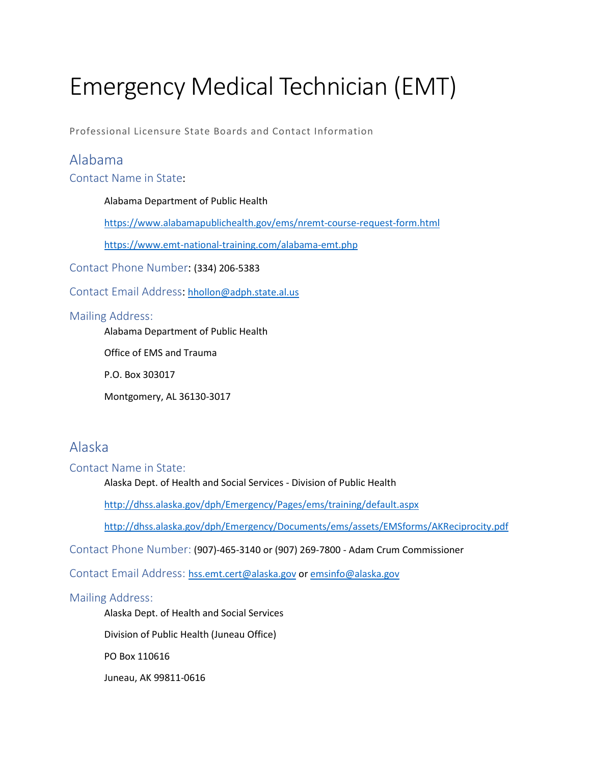# Emergency Medical Technician (EMT)

Professional Licensure State Boards and Contact Information

## Alabama

### Contact Name in State:

Alabama Department of Public Health

https://www.alabamapublichealth.gov/ems/nremt-course-request-form.html

https://www.emt-national-training.com/alabama-emt.php

**Contact Phone Number**: (334) 206-5383

**Contact Email Address**: hhollon@adph.state.al.us

### Mailing Address:

Alabama Department of Public Health

Office of EMS and Trauma

P.O. Box 303017

Montgomery, AL 36130-3017

## Alaska

### Contact Name in State:

Alaska Dept. of Health and Social Services - Division of Public Health

http://dhss.alaska.gov/dph/Emergency/Pages/ems/training/default.aspx

http://dhss.alaska.gov/dph/Emergency/Documents/ems/assets/EMSforms/AKReciprocity.pdf

**Contact Phone Number:** (907)-465-3140 or (907) 269-7800 - Adam Crum Commissioner

**Contact Email Address:** hss.emt.cert@alaska.gov or emsinfo@alaska.gov

### Mailing Address:

Alaska Dept. of Health and Social Services

Division of Public Health (Juneau Office)

PO Box 110616

Juneau, AK 99811-0616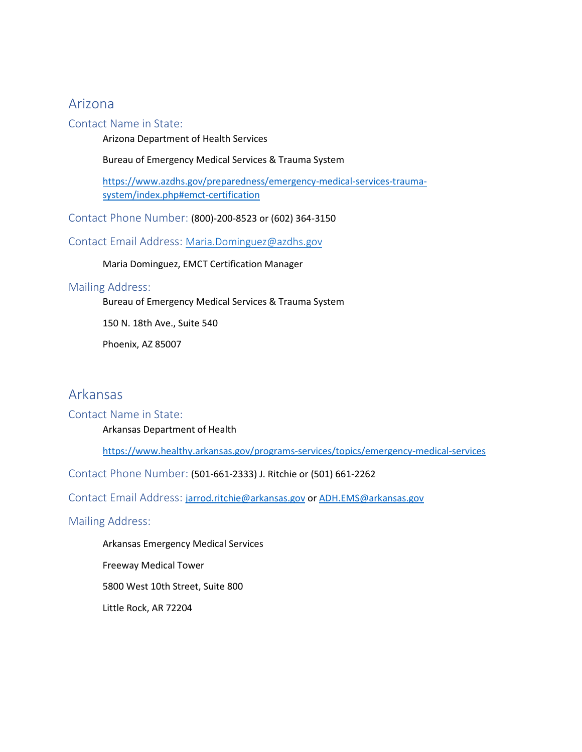## Arizona

### Contact Name in State:

Arizona Department of Health Services

Bureau of Emergency Medical Services & Trauma System

https://www.azdhs.gov/preparedness/emergency-medical-services-trauma-system/index.php#emct-certification

### Contact Phone Number: (800)-200-8523 or (602) 364-3150

### Contact Email Address: Maria.Dominguez@azdhs.gov

Maria Dominguez, EMCT Certification Manager

### Mailing Address:

Bureau of Emergency Medical Services & Trauma System

150 N. 18th Ave., Suite 540

Phoenix, AZ 85007

## Arkansas

### Contact Name in State:

Arkansas Department of Health

https://www.healthy.arkansas.gov/programs-services/topics/emergency-medical-services

### Contact Phone Number: (501-661-2333) J. Ritchie or (501) 661-2262

### Contact Email Address: jarrod.ritchie@arkansas.gov or ADH.EMS@arkansas.gov

### Mailing Address:

Arkansas Emergency Medical Services

Freeway Medical Tower

5800 West 10th Street, Suite 800

Little Rock, AR 72204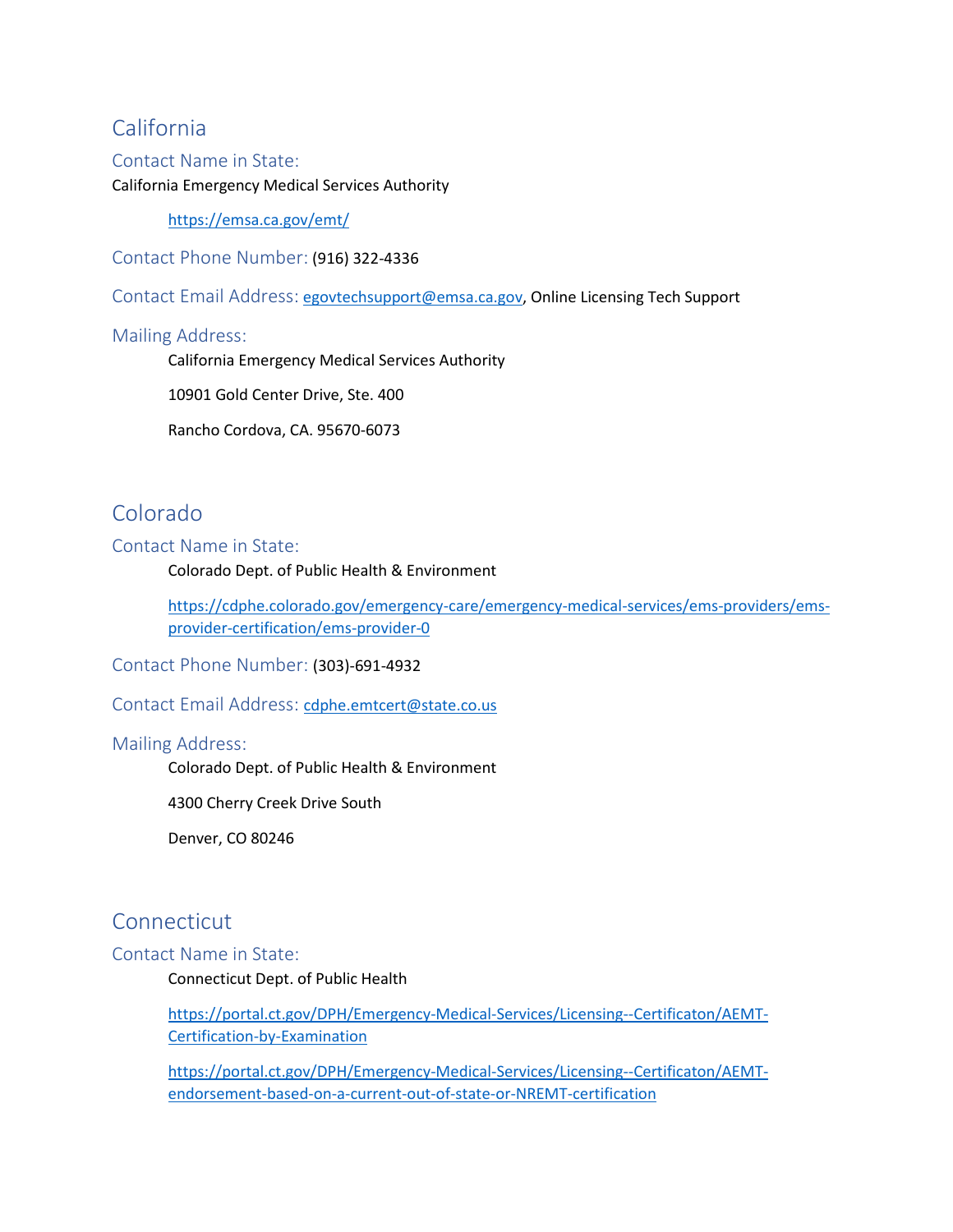## California

### Contact Name in State:

California Emergency Medical Services Authority

https://emsa.ca.gov/emt/

**Contact Phone Number:** (916) 322-4336

**Contact Email Address:** egovtechsupport@emsa.ca.gov, Online Licensing Tech Support

### Mailing Address:

California Emergency Medical Services Authority

10901 Gold Center Drive, Ste. 400

Rancho Cordova, CA. 95670-6073

## Colorado

### Contact Name in State:

Colorado Dept. of Public Health & Environment

https://cdphe.colorado.gov/emergency-care/emergency-medical-services/ems-providers/ems-provider-certification/ems-provider-0

**Contact Phone Number:** (303)-691-4932

**Contact Email Address:** cdphe.emtcert@state.co.us

### Mailing Address:

Colorado Dept. of Public Health & Environment

4300 Cherry Creek Drive South

Denver, CO 80246

## Connecticut

### Contact Name in State:

Connecticut Dept. of Public Health

https://portal.ct.gov/DPH/Emergency-Medical-Services/Licensing--Certificaton/AEMT-Certification-by-Examination

https://portal.ct.gov/DPH/Emergency-Medical-Services/Licensing--Certificaton/AEMT-endorsement-based-on-a-current-out-of-state-or-NREMT-certification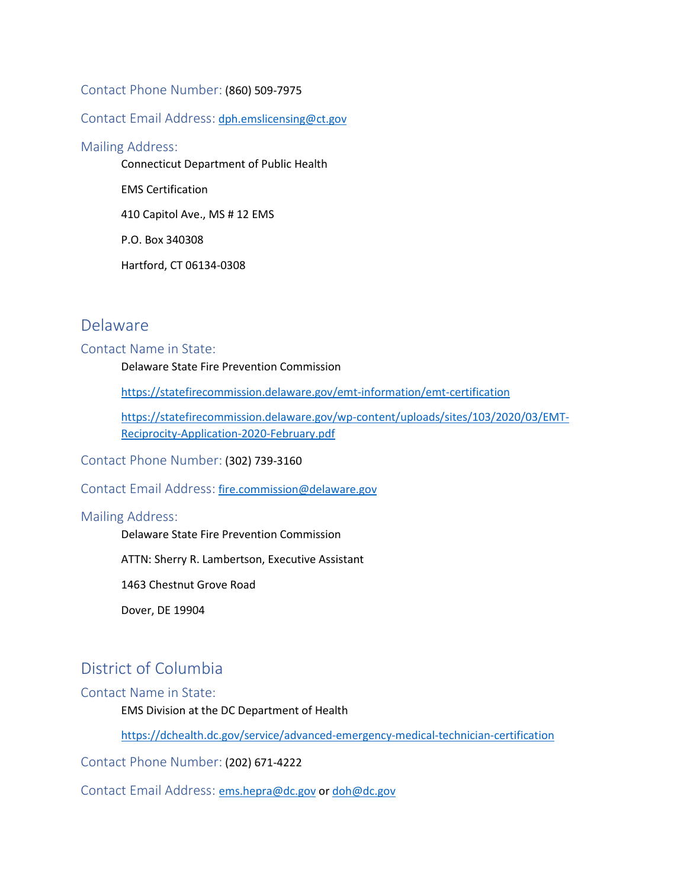Contact Phone Number: (860) 509-7975

Contact Email Address: dph.emslicensing@ct.gov

Mailing Address:

Connecticut Department of Public Health

EMS Certification

410 Capitol Ave., MS # 12 EMS

P.O. Box 340308

Hartford, CT 06134-0308

## Delaware

### Contact Name in State:

Delaware State Fire Prevention Commission

https://statefirecommission.delaware.gov/emt-information/emt-certification

https://statefirecommission.delaware.gov/wp-content/uploads/sites/103/2020/03/EMT-Reciprocity-Application-2020-February.pdf

Contact Phone Number: (302) 739-3160

Contact Email Address: fire.commission@delaware.gov

### Mailing Address:

Delaware State Fire Prevention Commission

ATTN: Sherry R. Lambertson, Executive Assistant

1463 Chestnut Grove Road

Dover, DE 19904

## District of Columbia

### Contact Name in State:

EMS Division at the DC Department of Health

https://dchealth.dc.gov/service/advanced-emergency-medical-technician-certification

Contact Phone Number: (202) 671-4222

Contact Email Address: ems.hepra@dc.gov or doh@dc.gov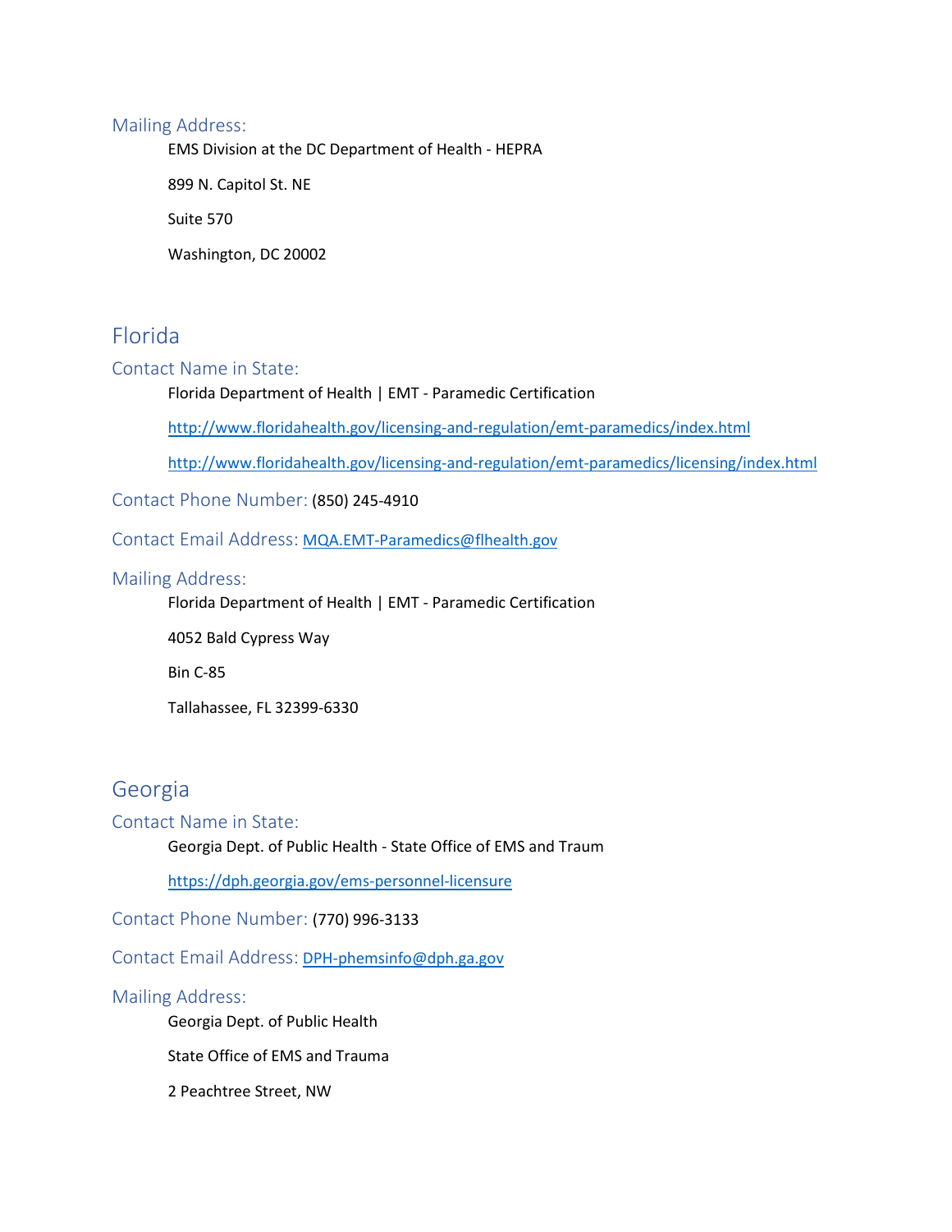### Mailing Address:

EMS Division at the DC Department of Health - HEPRA

899 N. Capitol St. NE

Suite 570

Washington, DC 20002

## Florida

### Contact Name in State:

Florida Department of Health | EMT - Paramedic Certification

http://www.floridahealth.gov/licensing-and-regulation/emt-paramedics/index.html

http://www.floridahealth.gov/licensing-and-regulation/emt-paramedics/licensing/index.html

### Contact Phone Number: (850) 245-4910

### Contact Email Address: MQA.EMT-Paramedics@flhealth.gov

### Mailing Address:

Florida Department of Health | EMT - Paramedic Certification

4052 Bald Cypress Way

Bin C-85

Tallahassee, FL 32399-6330

## Georgia

### Contact Name in State:

Georgia Dept. of Public Health - State Office of EMS and Traum

https://dph.georgia.gov/ems-personnel-licensure

### Contact Phone Number: (770) 996-3133

### Contact Email Address: DPH-phemsinfo@dph.ga.gov

### Mailing Address:

Georgia Dept. of Public Health

State Office of EMS and Trauma

2 Peachtree Street, NW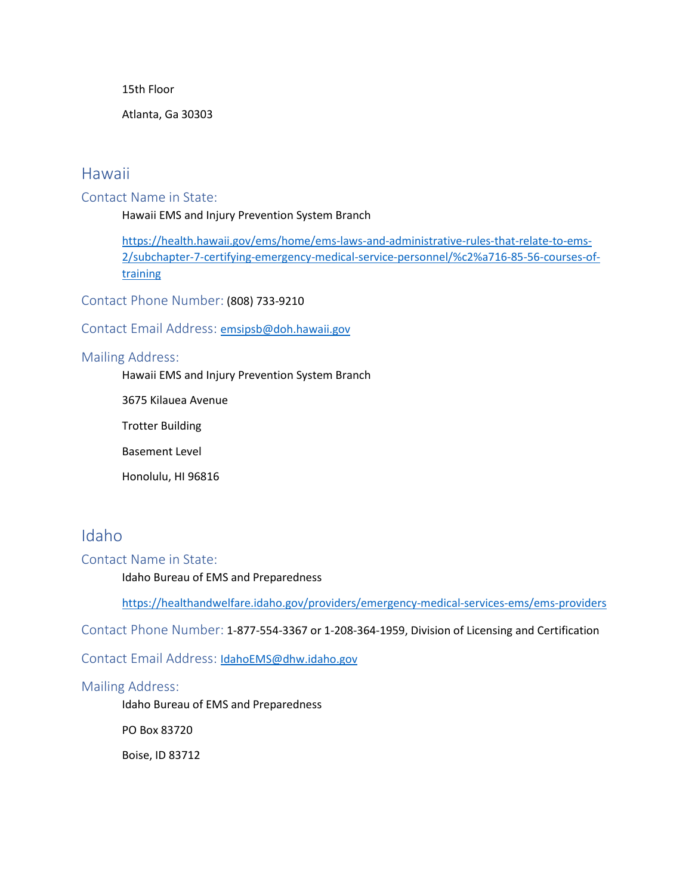15th Floor

Atlanta, Ga 30303

## Hawaii

### Contact Name in State:

Hawaii EMS and Injury Prevention System Branch

https://health.hawaii.gov/ems/home/ems-laws-and-administrative-rules-that-relate-to-ems-2/subchapter-7-certifying-emergency-medical-service-personnel/%c2%a716-85-56-courses-of-training

### Contact Phone Number: (808) 733-9210

### Contact Email Address: emsipsb@doh.hawaii.gov

### Mailing Address:

Hawaii EMS and Injury Prevention System Branch

3675 Kilauea Avenue

Trotter Building

Basement Level

Honolulu, HI 96816

## Idaho

### Contact Name in State:

Idaho Bureau of EMS and Preparedness

https://healthandwelfare.idaho.gov/providers/emergency-medical-services-ems/ems-providers

### Contact Phone Number: 1-877-554-3367 or 1-208-364-1959, Division of Licensing and Certification

### Contact Email Address: IdahoEMS@dhw.idaho.gov

### Mailing Address:

Idaho Bureau of EMS and Preparedness

PO Box 83720

Boise, ID 83712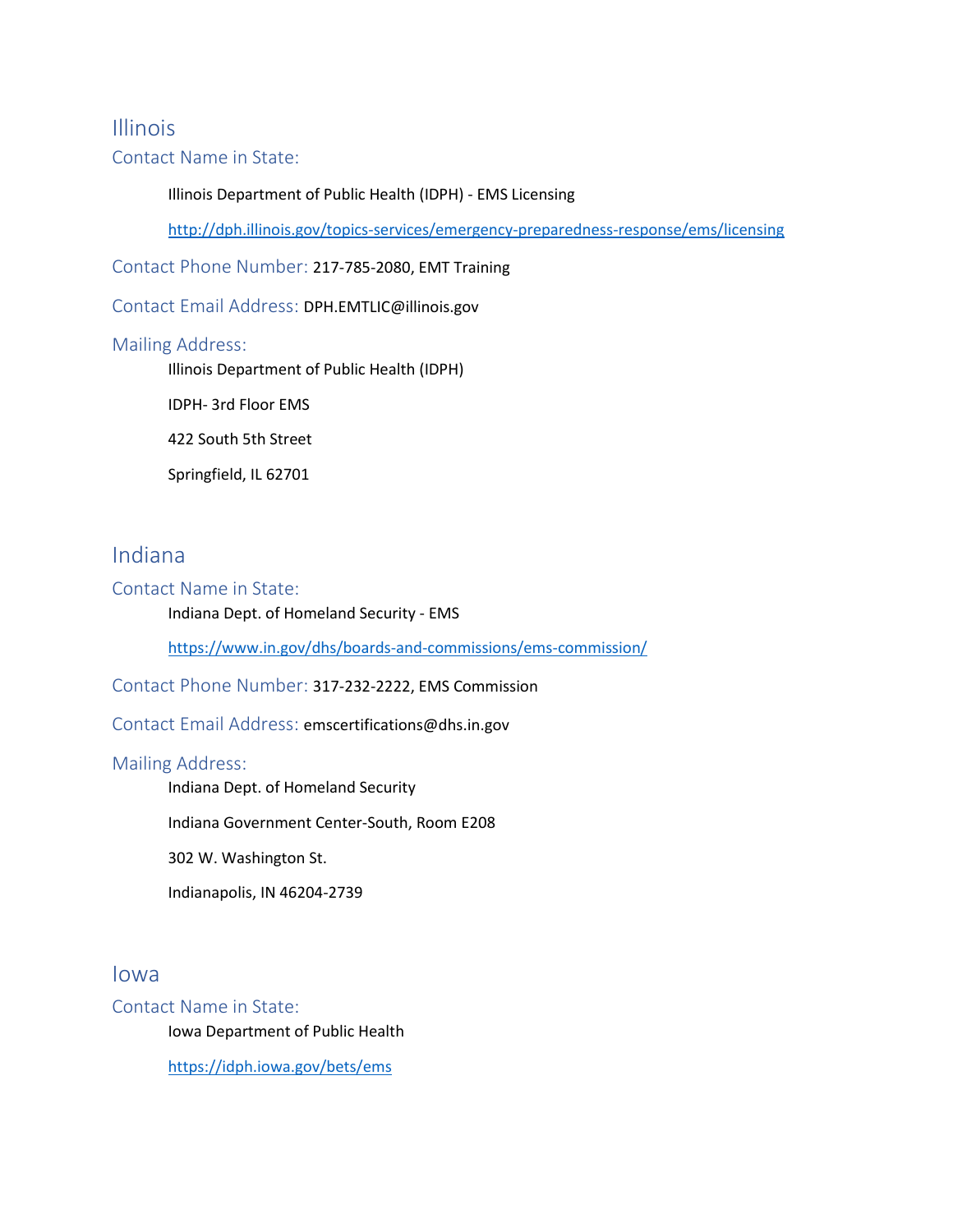# Illinois

## Contact Name in State:

Illinois Department of Public Health (IDPH) - EMS Licensing

http://dph.illinois.gov/topics-services/emergency-preparedness-response/ems/licensing

## Contact Phone Number: 217-785-2080, EMT Training

## Contact Email Address: DPH.EMTLIC@illinois.gov

## Mailing Address:

Illinois Department of Public Health (IDPH)

IDPH- 3rd Floor EMS

422 South 5th Street

Springfield, IL 62701

# Indiana

## Contact Name in State:

Indiana Dept. of Homeland Security - EMS

https://www.in.gov/dhs/boards-and-commissions/ems-commission/

## Contact Phone Number: 317-232-2222, EMS Commission

## Contact Email Address: emscertifications@dhs.in.gov

## Mailing Address:

Indiana Dept. of Homeland Security

Indiana Government Center-South, Room E208

302 W. Washington St.

Indianapolis, IN 46204-2739

# Iowa

## Contact Name in State:

Iowa Department of Public Health

https://idph.iowa.gov/bets/ems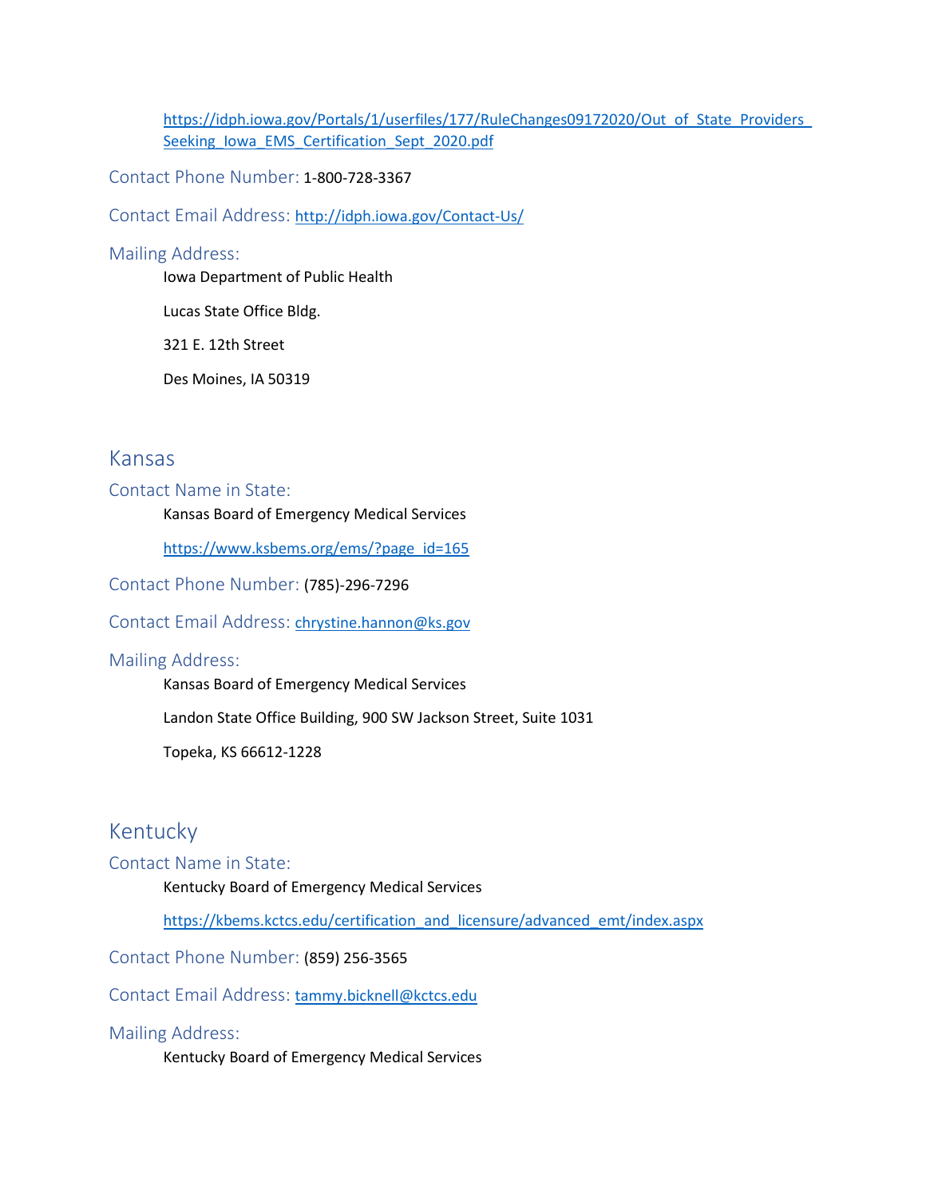https://idph.iowa.gov/Portals/1/userfiles/177/RuleChanges09172020/Out_of_State_Providers_Seeking_Iowa_EMS_Certification_Sept_2020.pdf

### Contact Phone Number: 1-800-728-3367

### Contact Email Address: http://idph.iowa.gov/Contact-Us/

### Mailing Address:

Iowa Department of Public Health

Lucas State Office Bldg.

321 E. 12th Street

Des Moines, IA 50319

## Kansas

### Contact Name in State:

Kansas Board of Emergency Medical Services

https://www.ksbems.org/ems/?page_id=165

### Contact Phone Number: (785)-296-7296

### Contact Email Address: chrystine.hannon@ks.gov

### Mailing Address:

Kansas Board of Emergency Medical Services

Landon State Office Building, 900 SW Jackson Street, Suite 1031

Topeka, KS 66612-1228

## Kentucky

### Contact Name in State:

Kentucky Board of Emergency Medical Services

https://kbems.kctcs.edu/certification_and_licensure/advanced_emt/index.aspx

### Contact Phone Number: (859) 256-3565

### Contact Email Address: tammy.bicknell@kctcs.edu

### Mailing Address:

Kentucky Board of Emergency Medical Services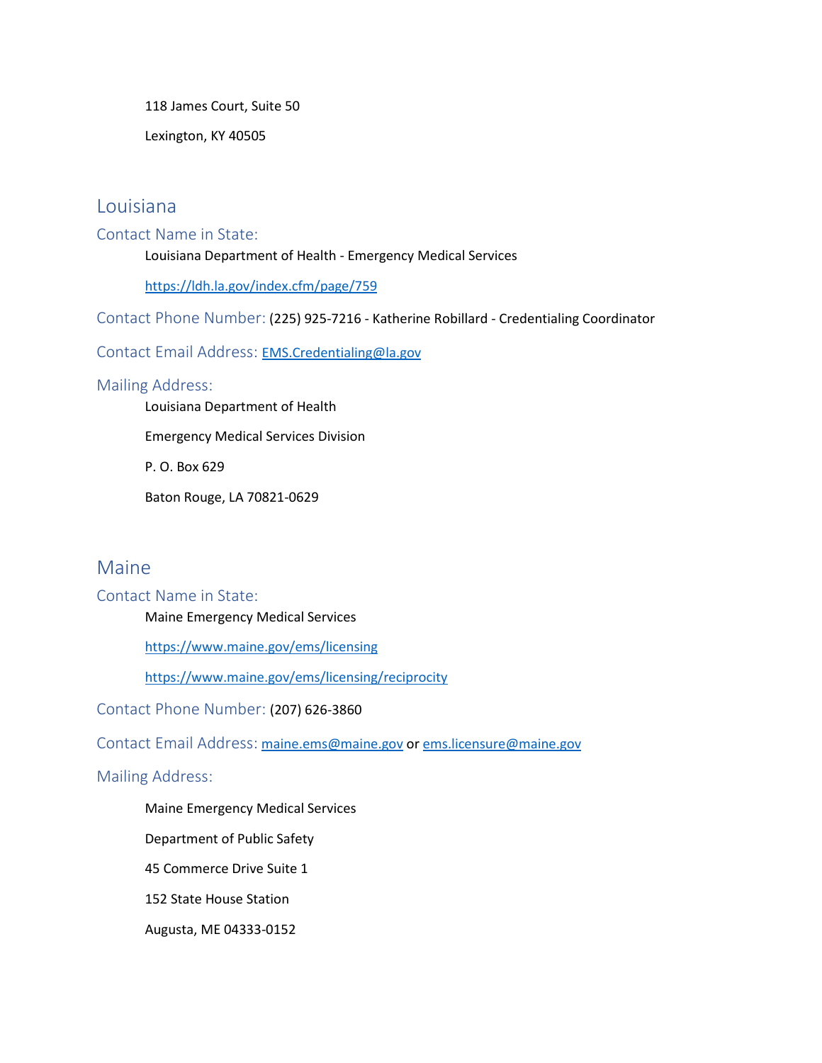118 James Court, Suite 50

Lexington, KY 40505

## Louisiana

### Contact Name in State:

Louisiana Department of Health - Emergency Medical Services

https://ldh.la.gov/index.cfm/page/759

### Contact Phone Number: (225) 925-7216 - Katherine Robillard - Credentialing Coordinator

### Contact Email Address: EMS.Credentialing@la.gov

### Mailing Address:

Louisiana Department of Health

Emergency Medical Services Division

P. O. Box 629

Baton Rouge, LA 70821-0629

## Maine

### Contact Name in State:

Maine Emergency Medical Services

https://www.maine.gov/ems/licensing

https://www.maine.gov/ems/licensing/reciprocity

### Contact Phone Number: (207) 626-3860

### Contact Email Address: maine.ems@maine.gov or ems.licensure@maine.gov

### Mailing Address:

Maine Emergency Medical Services

Department of Public Safety

45 Commerce Drive Suite 1

152 State House Station

Augusta, ME 04333-0152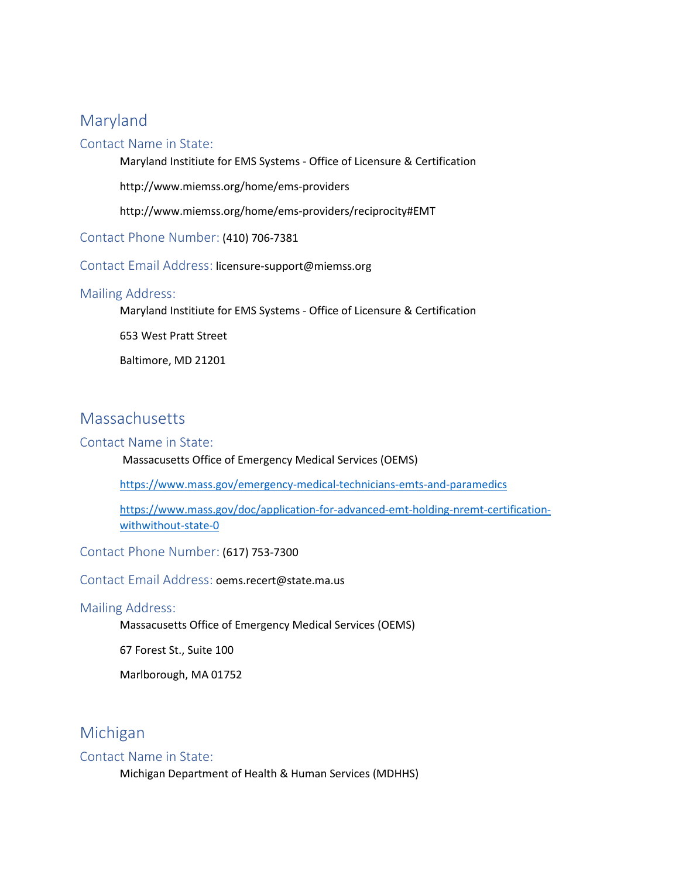## Maryland

### Contact Name in State:

Maryland Instiitute for EMS Systems - Office of Licensure & Certification

http://www.miemss.org/home/ems-providers

http://www.miemss.org/home/ems-providers/reciprocity#EMT

### Contact Phone Number: (410) 706-7381

### Contact Email Address: licensure-support@miemss.org

### Mailing Address:

Maryland Instiitute for EMS Systems - Office of Licensure & Certification

653 West Pratt Street

Baltimore, MD 21201

## Massachusetts

### Contact Name in State:

Massacusetts Office of Emergency Medical Services (OEMS)

https://www.mass.gov/emergency-medical-technicians-emts-and-paramedics

https://www.mass.gov/doc/application-for-advanced-emt-holding-nremt-certification-withwithout-state-0

### Contact Phone Number: (617) 753-7300

### Contact Email Address: oems.recert@state.ma.us

### Mailing Address:

Massacusetts Office of Emergency Medical Services (OEMS)

67 Forest St., Suite 100

Marlborough, MA 01752

## Michigan

### Contact Name in State:

Michigan Department of Health & Human Services (MDHHS)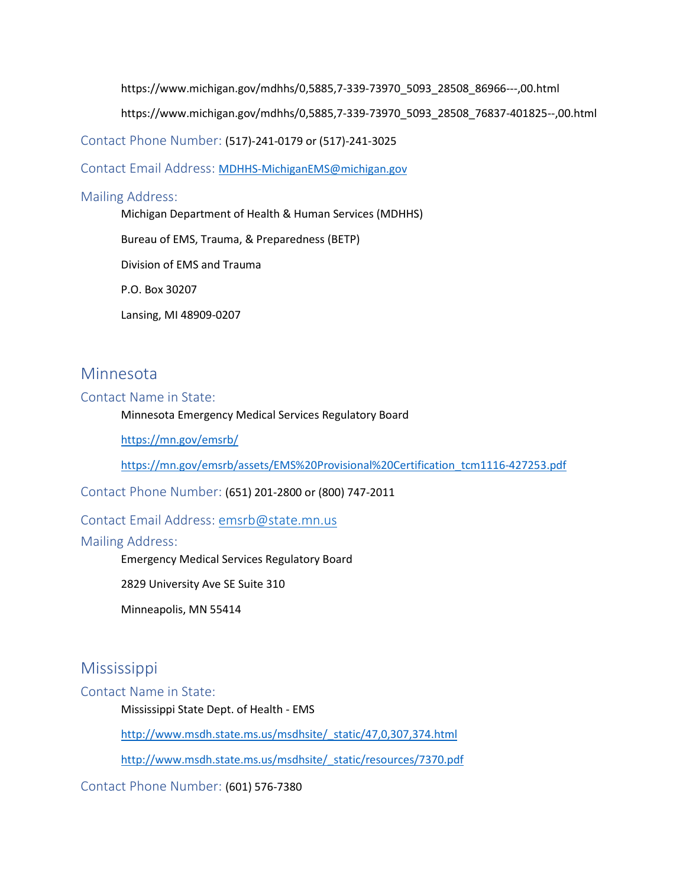https://www.michigan.gov/mdhhs/0,5885,7-339-73970_5093_28508_86966---,00.html

https://www.michigan.gov/mdhhs/0,5885,7-339-73970_5093_28508_76837-401825--,00.html

### Contact Phone Number: (517)-241-0179 or (517)-241-3025

### Contact Email Address: MDHHS-MichiganEMS@michigan.gov

### Mailing Address:

Michigan Department of Health & Human Services (MDHHS)

Bureau of EMS, Trauma, & Preparedness (BETP)

Division of EMS and Trauma

P.O. Box 30207

Lansing, MI 48909-0207

## Minnesota

### Contact Name in State:

Minnesota Emergency Medical Services Regulatory Board

https://mn.gov/emsrb/

https://mn.gov/emsrb/assets/EMS%20Provisional%20Certification_tcm1116-427253.pdf

### Contact Phone Number: (651) 201-2800 or (800) 747-2011

### Contact Email Address: emsrb@state.mn.us

### Mailing Address:

Emergency Medical Services Regulatory Board

2829 University Ave SE Suite 310

Minneapolis, MN 55414

## Mississippi

### Contact Name in State:

Mississippi State Dept. of Health - EMS

http://www.msdh.state.ms.us/msdhsite/_static/47,0,307,374.html

http://www.msdh.state.ms.us/msdhsite/_static/resources/7370.pdf

### Contact Phone Number: (601) 576-7380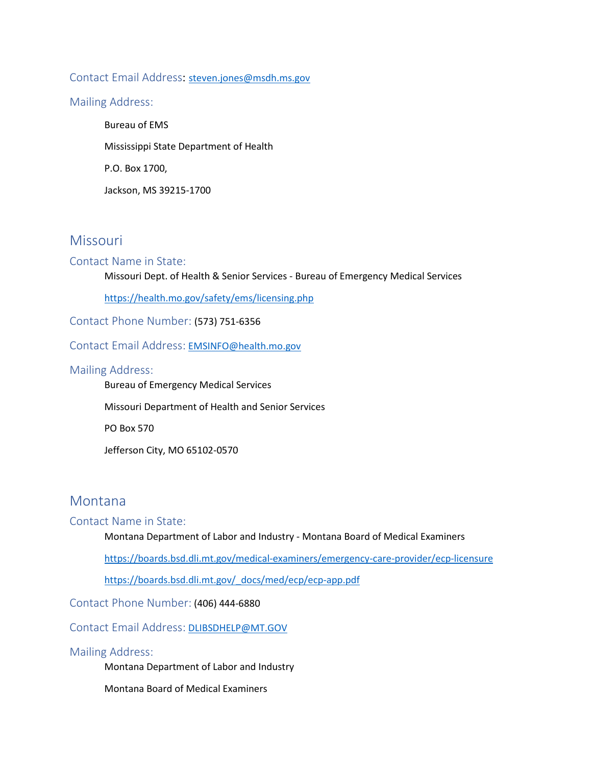### Contact Email Address: steven.jones@msdh.ms.gov

### Mailing Address:

Bureau of EMS

Mississippi State Department of Health

P.O. Box 1700,

Jackson, MS 39215-1700

## Missouri

### Contact Name in State:

Missouri Dept. of Health & Senior Services - Bureau of Emergency Medical Services

https://health.mo.gov/safety/ems/licensing.php

### Contact Phone Number: (573) 751-6356

### Contact Email Address: EMSINFO@health.mo.gov

### Mailing Address:

Bureau of Emergency Medical Services

Missouri Department of Health and Senior Services

PO Box 570

Jefferson City, MO 65102-0570

## Montana

### Contact Name in State:

Montana Department of Labor and Industry - Montana Board of Medical Examiners

https://boards.bsd.dli.mt.gov/medical-examiners/emergency-care-provider/ecp-licensure

https://boards.bsd.dli.mt.gov/_docs/med/ecp/ecp-app.pdf

### Contact Phone Number: (406) 444-6880

### Contact Email Address: DLIBSDHELP@MT.GOV

### Mailing Address:

Montana Department of Labor and Industry

Montana Board of Medical Examiners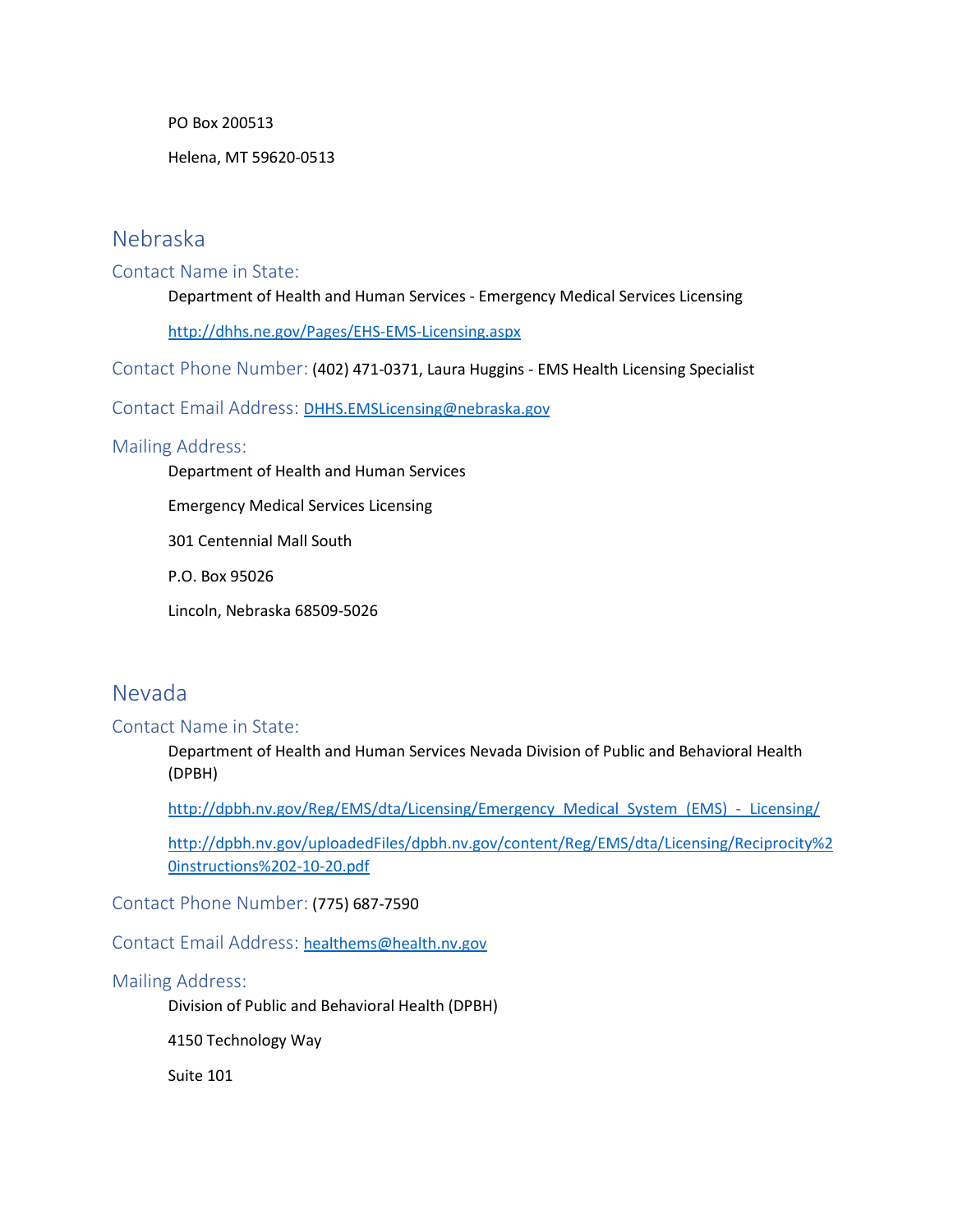PO Box 200513

Helena, MT 59620-0513

## Nebraska

### Contact Name in State:

Department of Health and Human Services - Emergency Medical Services Licensing

http://dhhs.ne.gov/Pages/EHS-EMS-Licensing.aspx

### Contact Phone Number: (402) 471-0371, Laura Huggins - EMS Health Licensing Specialist

### Contact Email Address: DHHS.EMSLicensing@nebraska.gov

### Mailing Address:

Department of Health and Human Services

Emergency Medical Services Licensing

301 Centennial Mall South

P.O. Box 95026

Lincoln, Nebraska 68509-5026

## Nevada

### Contact Name in State:

Department of Health and Human Services Nevada Division of Public and Behavioral Health (DPBH)

http://dpbh.nv.gov/Reg/EMS/dta/Licensing/Emergency_Medical_System_(EMS)_-_Licensing/

http://dpbh.nv.gov/uploadedFiles/dpbh.nv.gov/content/Reg/EMS/dta/Licensing/Reciprocity%20instructions%202-10-20.pdf

### Contact Phone Number: (775) 687-7590

### Contact Email Address: healthems@health.nv.gov

### Mailing Address:

Division of Public and Behavioral Health (DPBH)

4150 Technology Way

Suite 101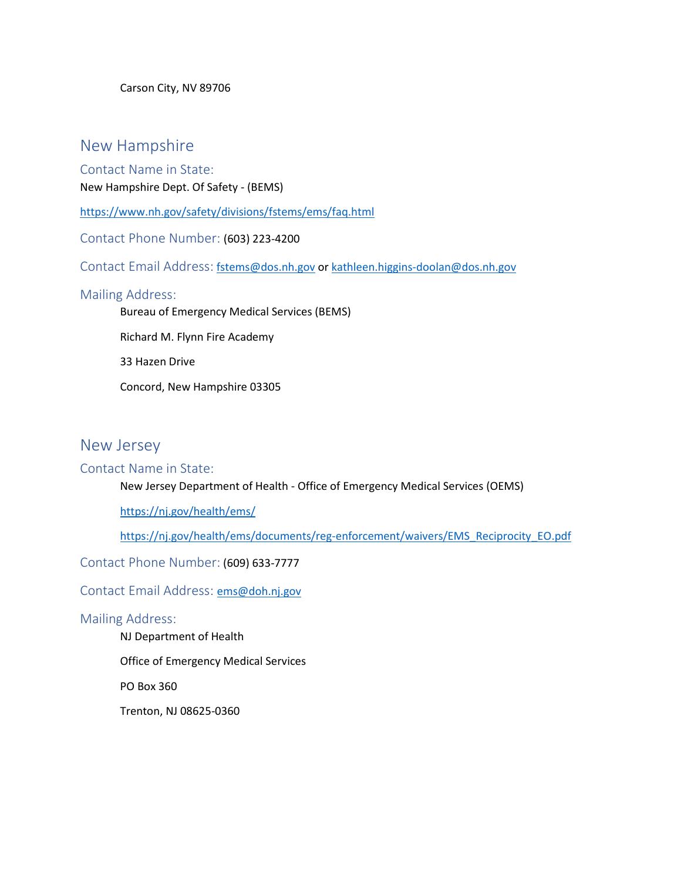Carson City, NV 89706

## New Hampshire

### Contact Name in State:

New Hampshire Dept. Of Safety - (BEMS)

https://www.nh.gov/safety/divisions/fstems/ems/faq.html

### Contact Phone Number: (603) 223-4200

### Contact Email Address: fstems@dos.nh.gov or kathleen.higgins-doolan@dos.nh.gov

### Mailing Address:

Bureau of Emergency Medical Services (BEMS)

Richard M. Flynn Fire Academy

33 Hazen Drive

Concord, New Hampshire 03305

## New Jersey

### Contact Name in State:

New Jersey Department of Health - Office of Emergency Medical Services (OEMS)

https://nj.gov/health/ems/

https://nj.gov/health/ems/documents/reg-enforcement/waivers/EMS_Reciprocity_EO.pdf

### Contact Phone Number: (609) 633-7777

### Contact Email Address: ems@doh.nj.gov

### Mailing Address:

NJ Department of Health

Office of Emergency Medical Services

PO Box 360

Trenton, NJ 08625-0360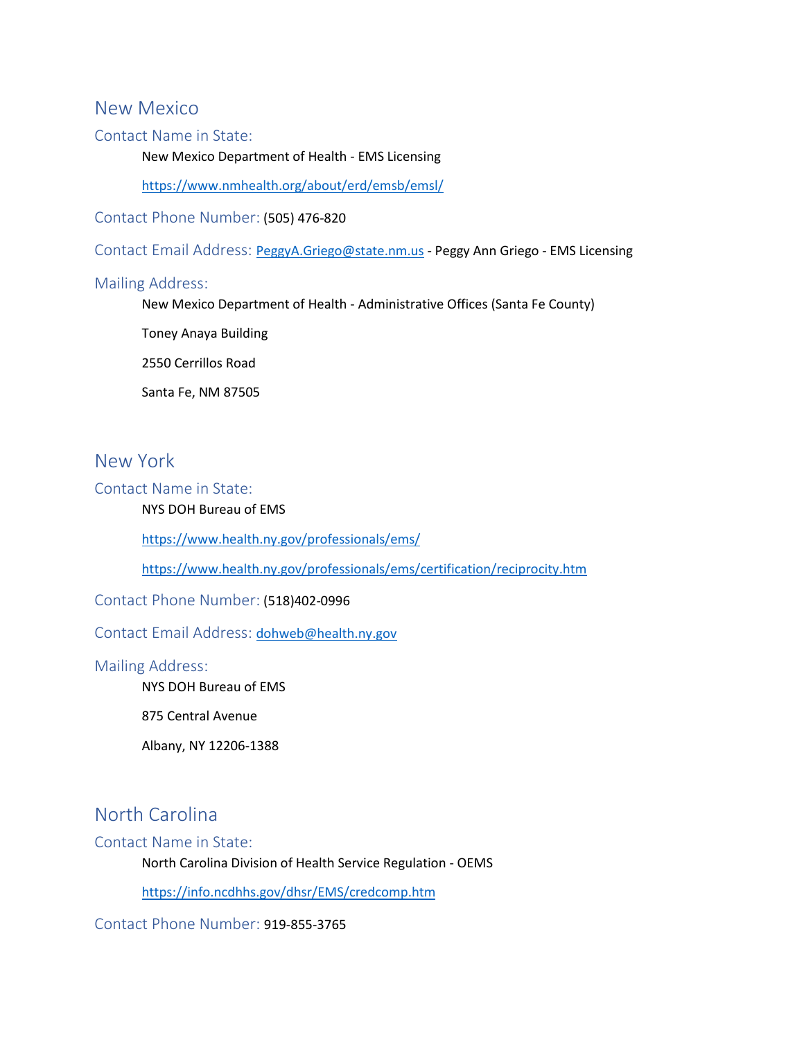## New Mexico

### Contact Name in State:

New Mexico Department of Health - EMS Licensing

https://www.nmhealth.org/about/erd/emsb/emsl/

### Contact Phone Number: (505) 476-820

### Contact Email Address: PeggyA.Griego@state.nm.us - Peggy Ann Griego - EMS Licensing

### Mailing Address:

New Mexico Department of Health - Administrative Offices (Santa Fe County)

Toney Anaya Building

2550 Cerrillos Road

Santa Fe, NM 87505

## New York

### Contact Name in State:

NYS DOH Bureau of EMS

https://www.health.ny.gov/professionals/ems/

https://www.health.ny.gov/professionals/ems/certification/reciprocity.htm

### Contact Phone Number: (518)402-0996

### Contact Email Address: dohweb@health.ny.gov

### Mailing Address:

NYS DOH Bureau of EMS

875 Central Avenue

Albany, NY 12206-1388

## North Carolina

### Contact Name in State:

North Carolina Division of Health Service Regulation - OEMS

https://info.ncdhhs.gov/dhsr/EMS/credcomp.htm

### Contact Phone Number: 919-855-3765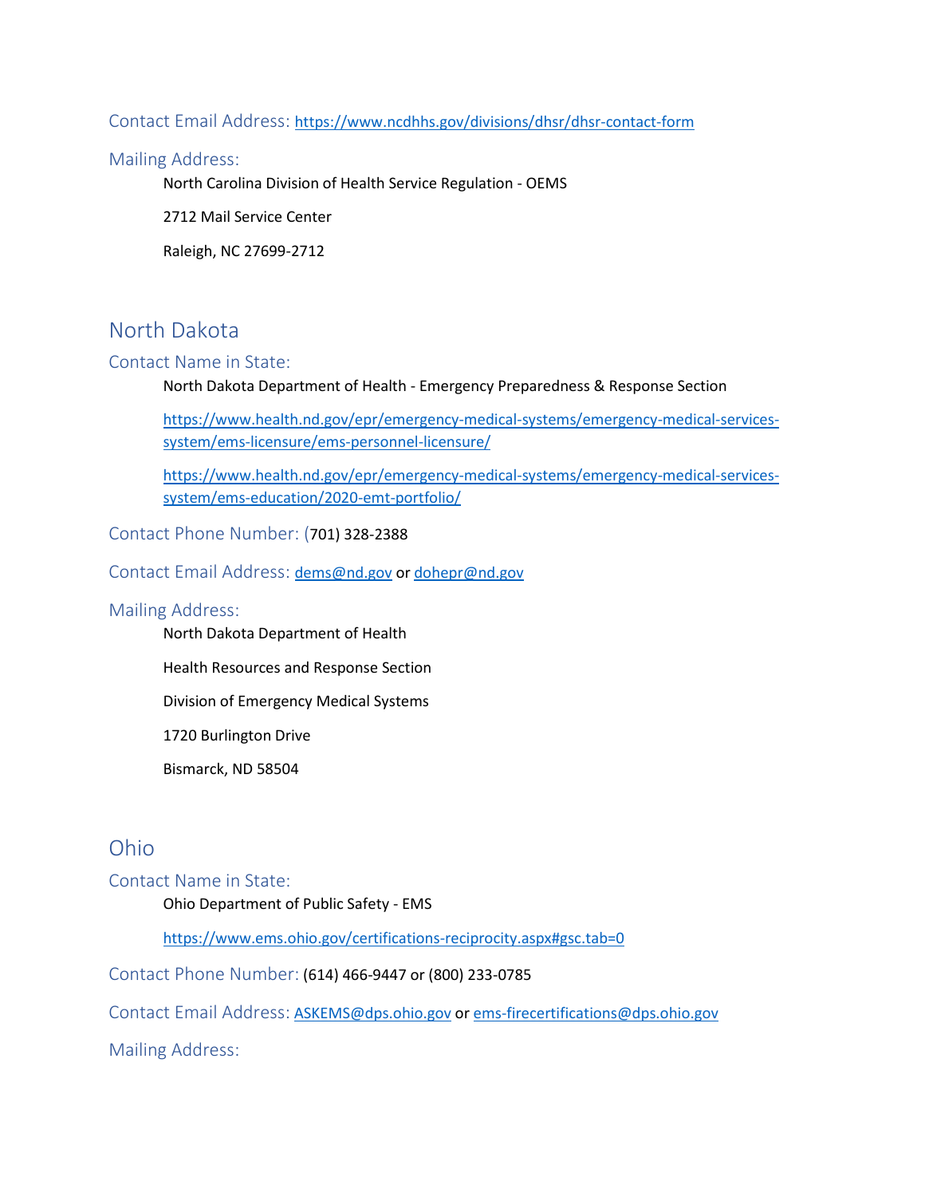### Contact Email Address: https://www.ncdhhs.gov/divisions/dhsr/dhsr-contact-form

### Mailing Address:

North Carolina Division of Health Service Regulation - OEMS

2712 Mail Service Center

Raleigh, NC 27699-2712

## North Dakota

### Contact Name in State:

North Dakota Department of Health - Emergency Preparedness & Response Section

https://www.health.nd.gov/epr/emergency-medical-systems/emergency-medical-services-system/ems-licensure/ems-personnel-licensure/

https://www.health.nd.gov/epr/emergency-medical-systems/emergency-medical-services-system/ems-education/2020-emt-portfolio/

### Contact Phone Number: (701) 328-2388

### Contact Email Address: dems@nd.gov or dohepr@nd.gov

### Mailing Address:

North Dakota Department of Health

Health Resources and Response Section

Division of Emergency Medical Systems

1720 Burlington Drive

Bismarck, ND 58504

## Ohio

### Contact Name in State:

Ohio Department of Public Safety - EMS

https://www.ems.ohio.gov/certifications-reciprocity.aspx#gsc.tab=0

### Contact Phone Number: (614) 466-9447 or (800) 233-0785

### Contact Email Address: ASKEMS@dps.ohio.gov or ems-firecertifications@dps.ohio.gov

### Mailing Address: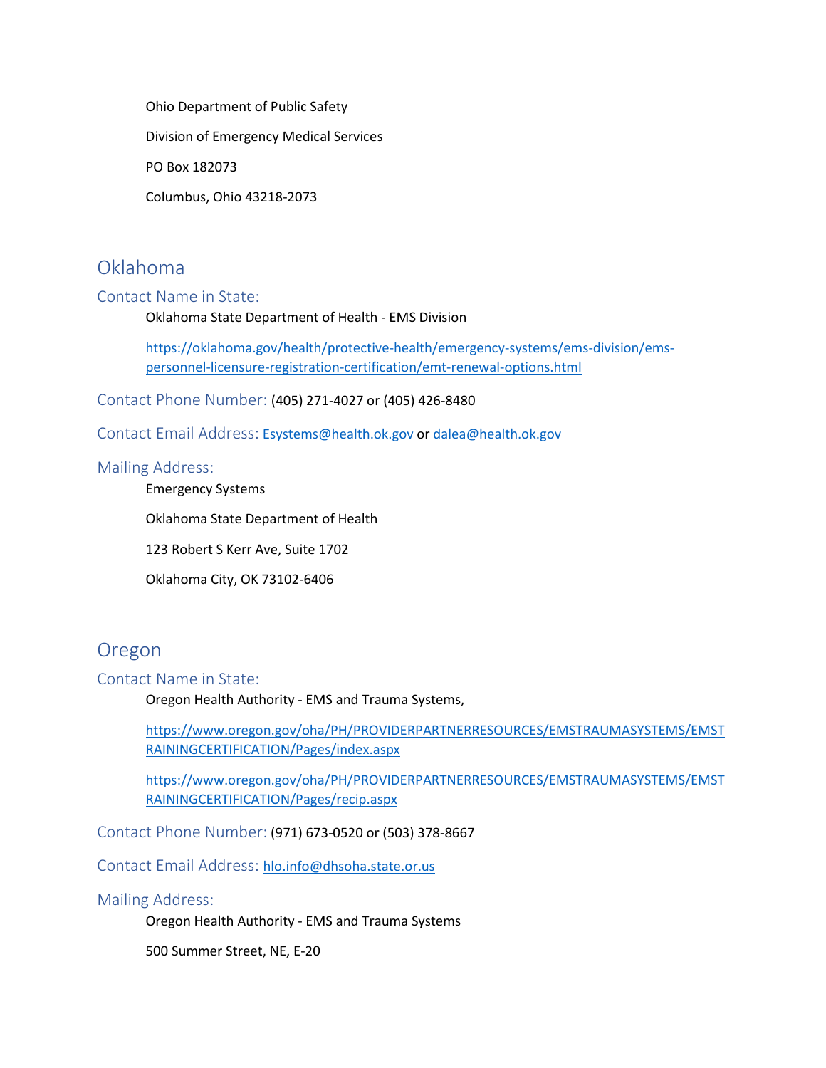Ohio Department of Public Safety

Division of Emergency Medical Services

PO Box 182073

Columbus, Ohio 43218-2073

## Oklahoma

### Contact Name in State:

Oklahoma State Department of Health - EMS Division

https://oklahoma.gov/health/protective-health/emergency-systems/ems-division/ems-personnel-licensure-registration-certification/emt-renewal-options.html

### Contact Phone Number: (405) 271-4027 or (405) 426-8480

### Contact Email Address: Esystems@health.ok.gov or dalea@health.ok.gov

### Mailing Address:

Emergency Systems

Oklahoma State Department of Health

123 Robert S Kerr Ave, Suite 1702

Oklahoma City, OK 73102-6406

## Oregon

### Contact Name in State:

Oregon Health Authority - EMS and Trauma Systems,

https://www.oregon.gov/oha/PH/PROVIDERPARTNERRESOURCES/EMSTRAUMASYSTEMS/EMSTRAININGCERTIFICATION/Pages/index.aspx

https://www.oregon.gov/oha/PH/PROVIDERPARTNERRESOURCES/EMSTRAUMASYSTEMS/EMSTRAININGCERTIFICATION/Pages/recip.aspx

### Contact Phone Number: (971) 673-0520 or (503) 378-8667

### Contact Email Address: hlo.info@dhsoha.state.or.us

### Mailing Address:

Oregon Health Authority - EMS and Trauma Systems

500 Summer Street, NE, E-20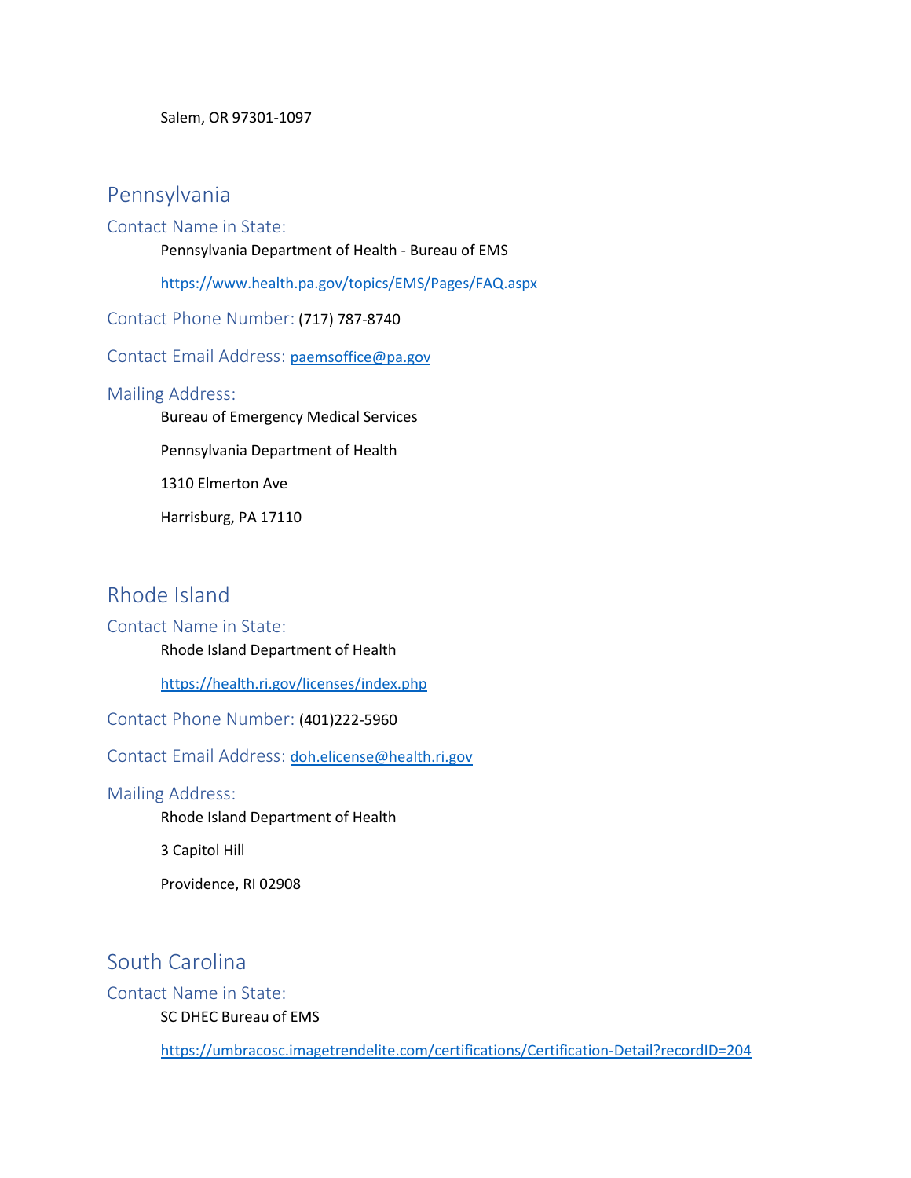Salem, OR 97301-1097

## Pennsylvania

### Contact Name in State:

Pennsylvania Department of Health - Bureau of EMS

https://www.health.pa.gov/topics/EMS/Pages/FAQ.aspx

### Contact Phone Number: (717) 787-8740

### Contact Email Address: paemsoffice@pa.gov

### Mailing Address:

Bureau of Emergency Medical Services

Pennsylvania Department of Health

1310 Elmerton Ave

Harrisburg, PA 17110

## Rhode Island

### Contact Name in State:

Rhode Island Department of Health

https://health.ri.gov/licenses/index.php

### Contact Phone Number: (401)222-5960

### Contact Email Address: doh.elicense@health.ri.gov

### Mailing Address:

Rhode Island Department of Health

3 Capitol Hill

Providence, RI 02908

## South Carolina

### Contact Name in State:

SC DHEC Bureau of EMS

https://umbracosc.imagetrendelite.com/certifications/Certification-Detail?recordID=204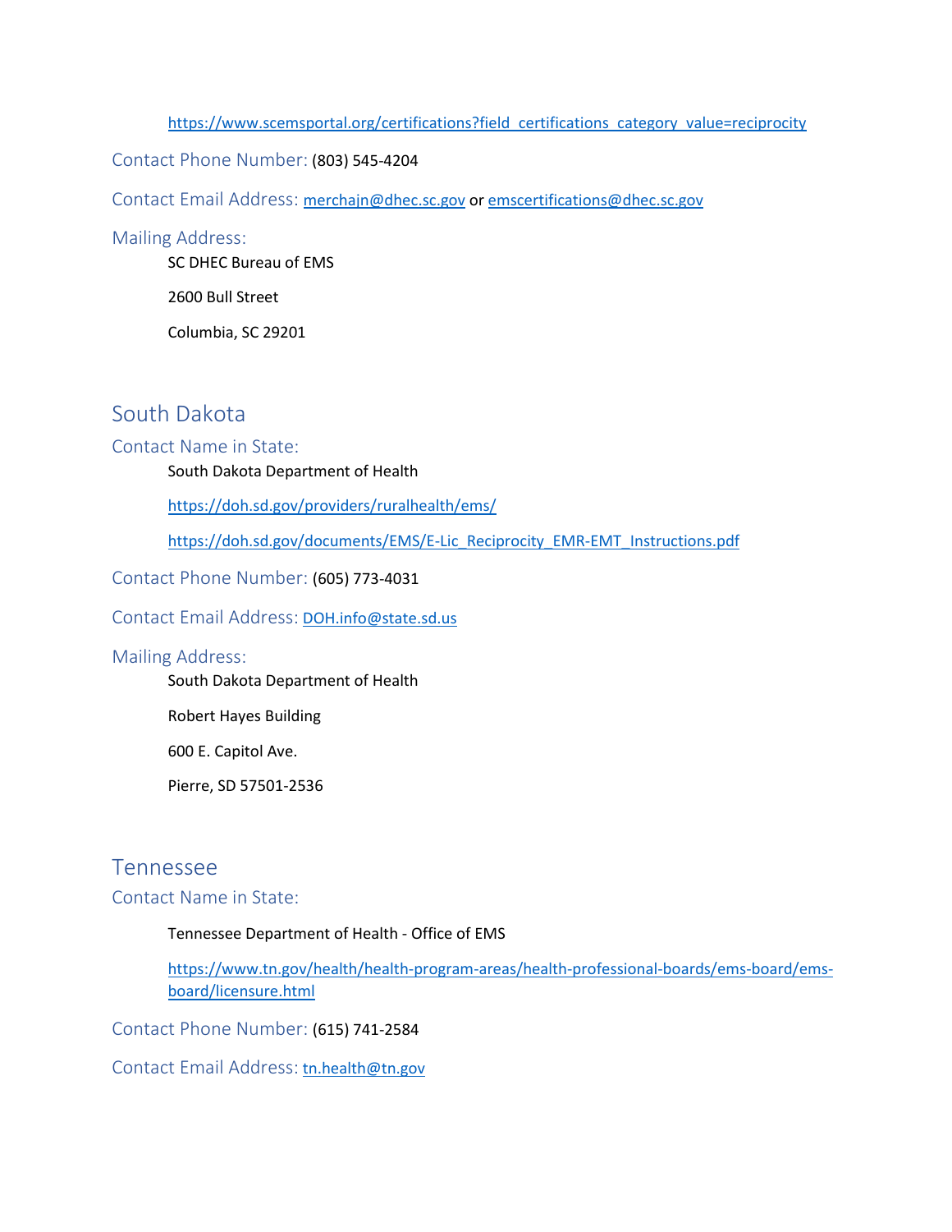https://www.scemsportal.org/certifications?field_certifications_category_value=reciprocity

### Contact Phone Number: (803) 545-4204

### Contact Email Address: merchajn@dhec.sc.gov or emscertifications@dhec.sc.gov

### Mailing Address:

SC DHEC Bureau of EMS

2600 Bull Street

Columbia, SC 29201

## South Dakota

### Contact Name in State:

South Dakota Department of Health

https://doh.sd.gov/providers/ruralhealth/ems/

https://doh.sd.gov/documents/EMS/E-Lic_Reciprocity_EMR-EMT_Instructions.pdf

### Contact Phone Number: (605) 773-4031

### Contact Email Address: DOH.info@state.sd.us

### Mailing Address:

South Dakota Department of Health

Robert Hayes Building

600 E. Capitol Ave.

Pierre, SD 57501-2536

## Tennessee

### Contact Name in State:

Tennessee Department of Health - Office of EMS

https://www.tn.gov/health/health-program-areas/health-professional-boards/ems-board/ems-board/licensure.html

### Contact Phone Number: (615) 741-2584

### Contact Email Address: tn.health@tn.gov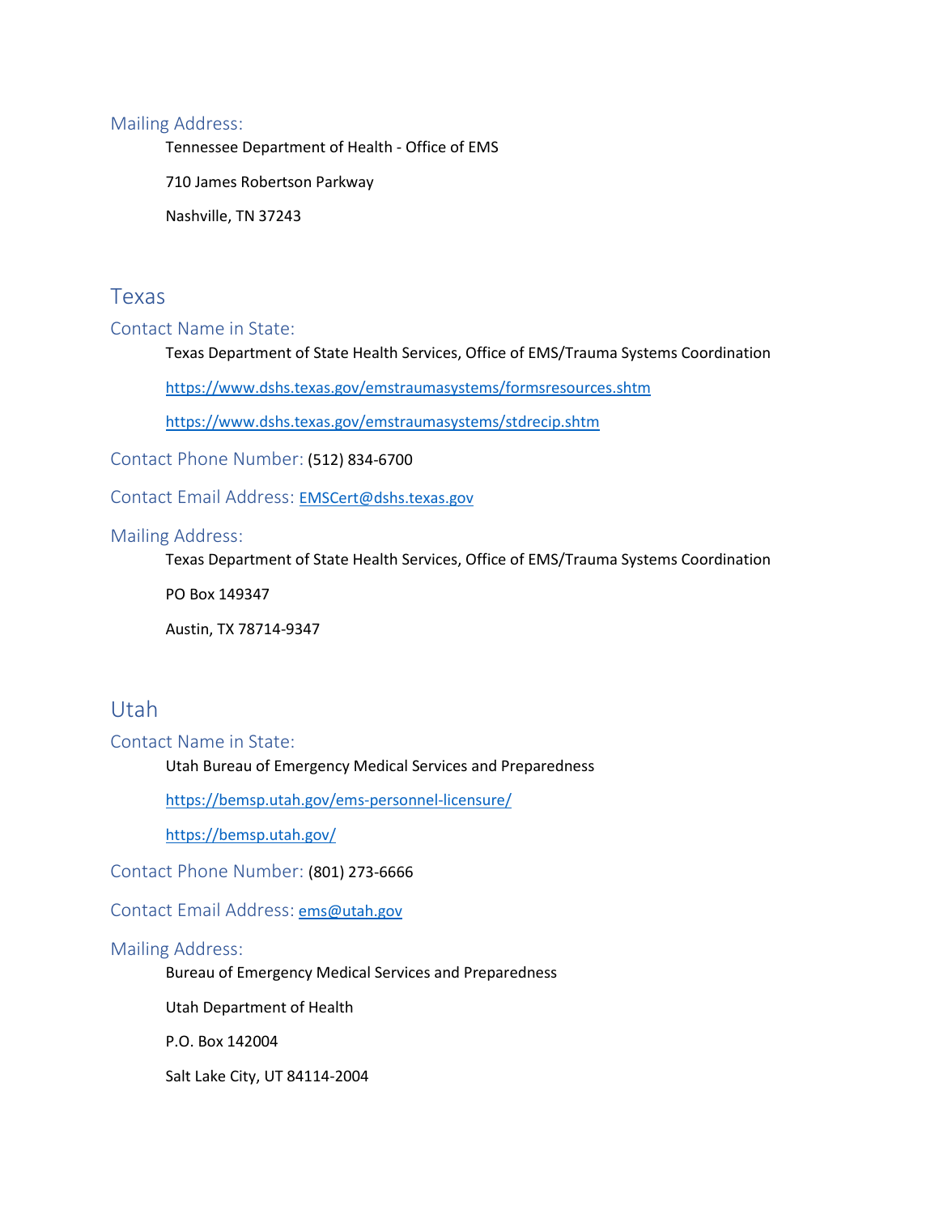### Mailing Address:

Tennessee Department of Health - Office of EMS

710 James Robertson Parkway

Nashville, TN 37243

## Texas

### Contact Name in State:

Texas Department of State Health Services, Office of EMS/Trauma Systems Coordination

https://www.dshs.texas.gov/emstraumasystems/formsresources.shtm

https://www.dshs.texas.gov/emstraumasystems/stdrecip.shtm

### Contact Phone Number: (512) 834-6700

### Contact Email Address: EMSCert@dshs.texas.gov

### Mailing Address:

Texas Department of State Health Services, Office of EMS/Trauma Systems Coordination

PO Box 149347

Austin, TX 78714-9347

## Utah

### Contact Name in State:

Utah Bureau of Emergency Medical Services and Preparedness

https://bemsp.utah.gov/ems-personnel-licensure/

https://bemsp.utah.gov/

### Contact Phone Number: (801) 273-6666

### Contact Email Address: ems@utah.gov

### Mailing Address:

Bureau of Emergency Medical Services and Preparedness

Utah Department of Health

P.O. Box 142004

Salt Lake City, UT 84114-2004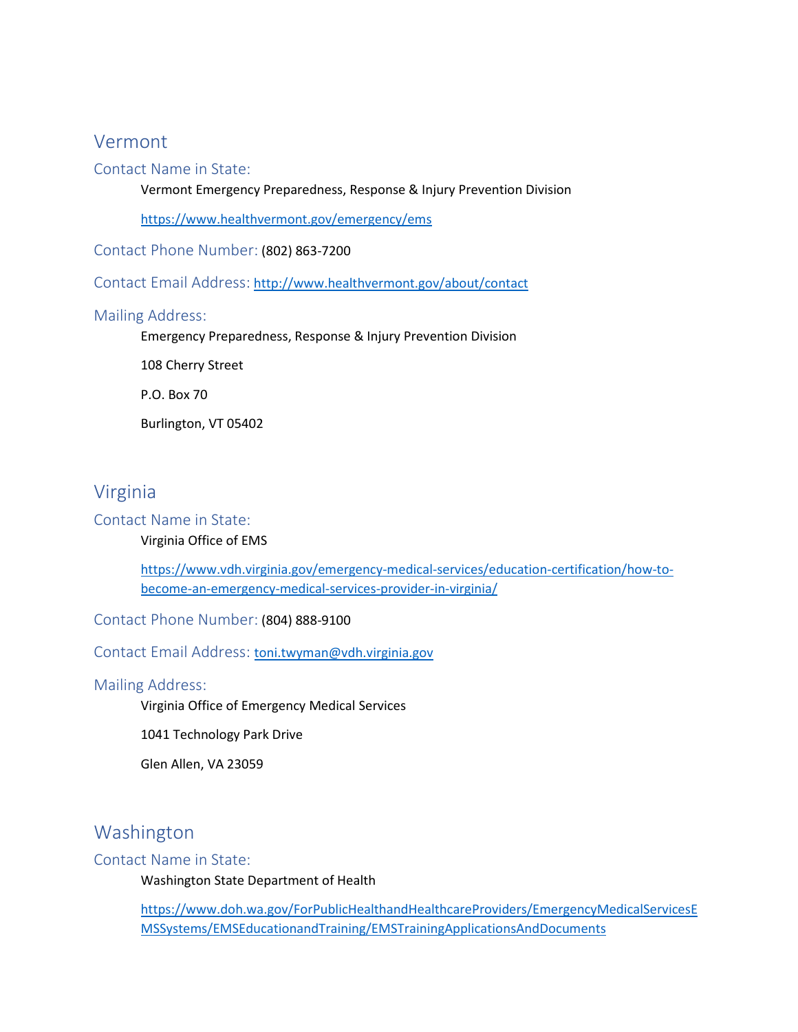## Vermont

### Contact Name in State:

Vermont Emergency Preparedness, Response & Injury Prevention Division

https://www.healthvermont.gov/emergency/ems

### Contact Phone Number: (802) 863-7200

### Contact Email Address: http://www.healthvermont.gov/about/contact

### Mailing Address:

Emergency Preparedness, Response & Injury Prevention Division

108 Cherry Street

P.O. Box 70

Burlington, VT 05402

## Virginia

### Contact Name in State:

Virginia Office of EMS

https://www.vdh.virginia.gov/emergency-medical-services/education-certification/how-to-become-an-emergency-medical-services-provider-in-virginia/

### Contact Phone Number: (804) 888-9100

### Contact Email Address: toni.twyman@vdh.virginia.gov

### Mailing Address:

Virginia Office of Emergency Medical Services

1041 Technology Park Drive

Glen Allen, VA 23059

## Washington

### Contact Name in State:

Washington State Department of Health

https://www.doh.wa.gov/ForPublicHealthandHealthcareProviders/EmergencyMedicalServicesEMSSystems/EMSEducationandTraining/EMSTrainingApplicationsAndDocuments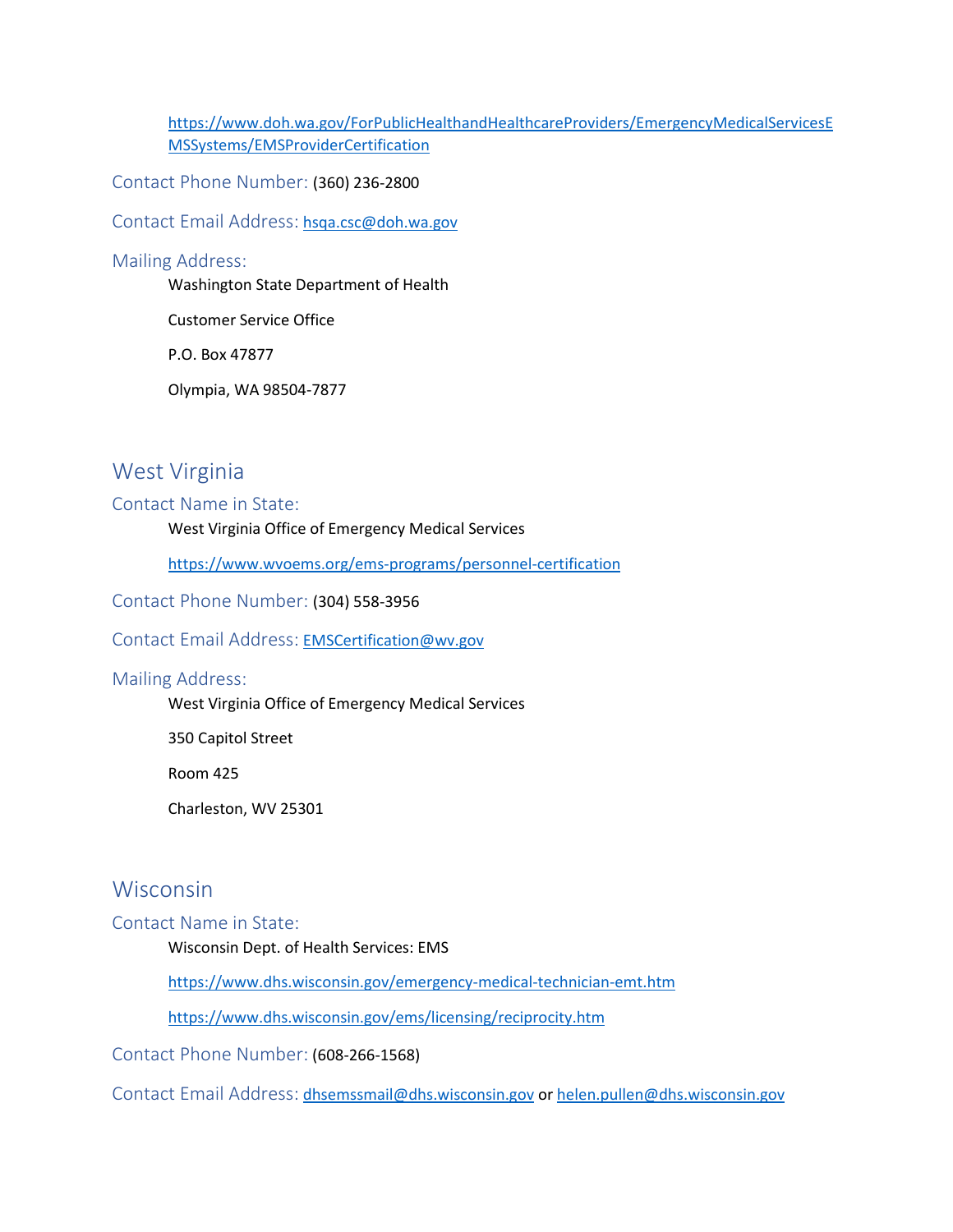https://www.doh.wa.gov/ForPublicHealthandHealthcareProviders/EmergencyMedicalServicesEMSSystems/EMSProviderCertification

### Contact Phone Number: (360) 236-2800

### Contact Email Address: hsqa.csc@doh.wa.gov

### Mailing Address:

Washington State Department of Health

Customer Service Office

P.O. Box 47877

Olympia, WA 98504-7877

## West Virginia

### Contact Name in State:

West Virginia Office of Emergency Medical Services

https://www.wvoems.org/ems-programs/personnel-certification

### Contact Phone Number: (304) 558-3956

### Contact Email Address: EMSCertification@wv.gov

### Mailing Address:

West Virginia Office of Emergency Medical Services

350 Capitol Street

Room 425

Charleston, WV 25301

## Wisconsin

### Contact Name in State:

Wisconsin Dept. of Health Services: EMS

https://www.dhs.wisconsin.gov/emergency-medical-technician-emt.htm

https://www.dhs.wisconsin.gov/ems/licensing/reciprocity.htm

### Contact Phone Number: (608-266-1568)

### Contact Email Address: dhsemssmail@dhs.wisconsin.gov or helen.pullen@dhs.wisconsin.gov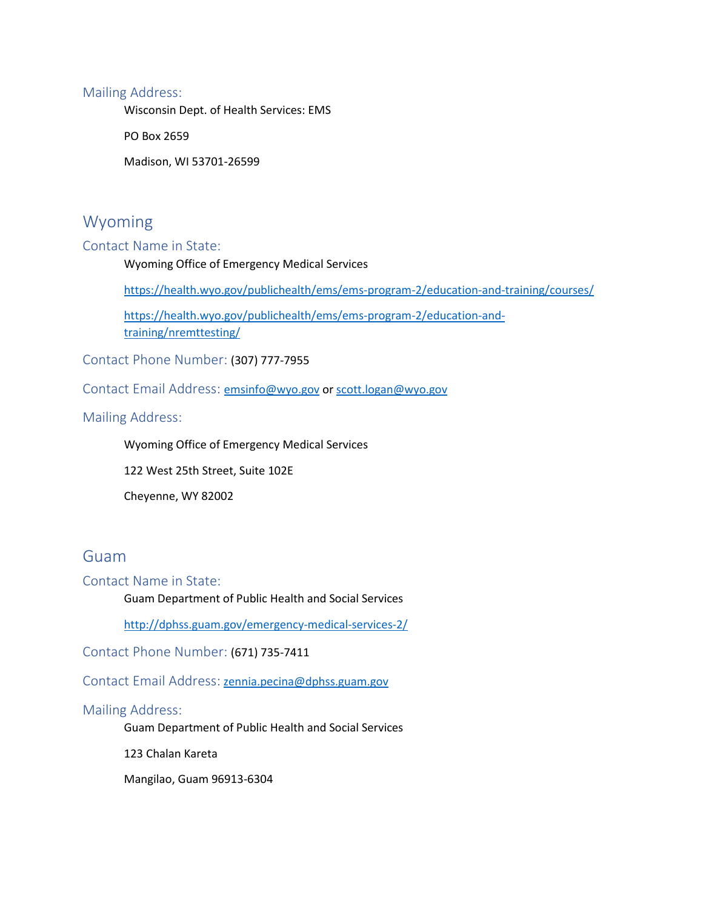### Mailing Address:

Wisconsin Dept. of Health Services: EMS

PO Box 2659

Madison, WI 53701-26599

## Wyoming

### Contact Name in State:

Wyoming Office of Emergency Medical Services

https://health.wyo.gov/publichealth/ems/ems-program-2/education-and-training/courses/

https://health.wyo.gov/publichealth/ems/ems-program-2/education-and-training/nremttesting/

### Contact Phone Number: (307) 777-7955

### Contact Email Address: emsinfo@wyo.gov or scott.logan@wyo.gov

### Mailing Address:

Wyoming Office of Emergency Medical Services

122 West 25th Street, Suite 102E

Cheyenne, WY 82002

## Guam

### Contact Name in State:

Guam Department of Public Health and Social Services

http://dphss.guam.gov/emergency-medical-services-2/

### Contact Phone Number: (671) 735-7411

### Contact Email Address: zennia.pecina@dphss.guam.gov

### Mailing Address:

Guam Department of Public Health and Social Services

123 Chalan Kareta

Mangilao, Guam 96913-6304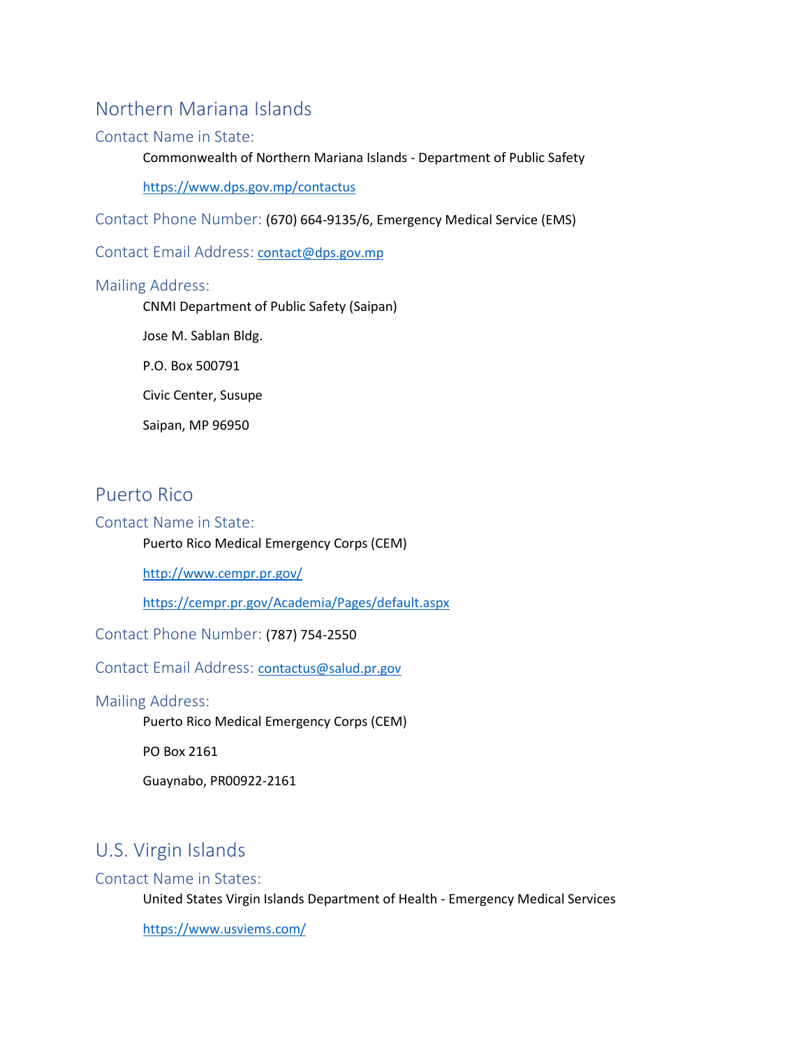## Northern Mariana Islands

### Contact Name in State:

Commonwealth of Northern Mariana Islands - Department of Public Safety

https://www.dps.gov.mp/contactus

### Contact Phone Number: (670) 664-9135/6, Emergency Medical Service (EMS)

### Contact Email Address: contact@dps.gov.mp

### Mailing Address:

CNMI Department of Public Safety (Saipan)

Jose M. Sablan Bldg.

P.O. Box 500791

Civic Center, Susupe

Saipan, MP 96950

## Puerto Rico

### Contact Name in State:

Puerto Rico Medical Emergency Corps (CEM)

http://www.cempr.pr.gov/

https://cempr.pr.gov/Academia/Pages/default.aspx

### Contact Phone Number: (787) 754-2550

### Contact Email Address: contactus@salud.pr.gov

### Mailing Address:

Puerto Rico Medical Emergency Corps (CEM)

PO Box 2161

Guaynabo, PR00922-2161

## U.S. Virgin Islands

### Contact Name in States:

United States Virgin Islands Department of Health - Emergency Medical Services

https://www.usviems.com/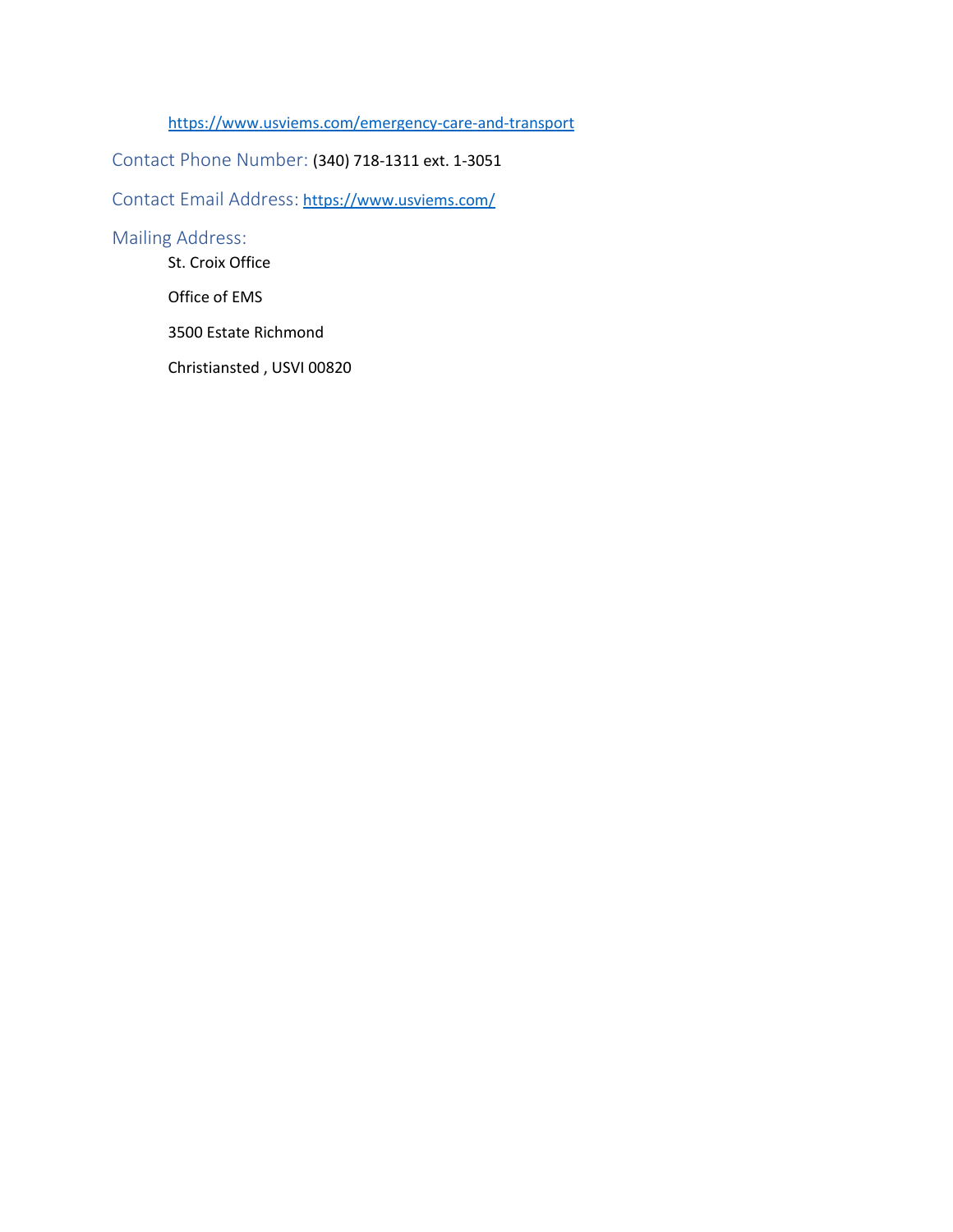https://www.usviems.com/emergency-care-and-transport

### Contact Phone Number: (340) 718-1311 ext. 1-3051

### Contact Email Address: https://www.usviems.com/

### Mailing Address:

St. Croix Office

Office of EMS

3500 Estate Richmond

Christiansted , USVI 00820